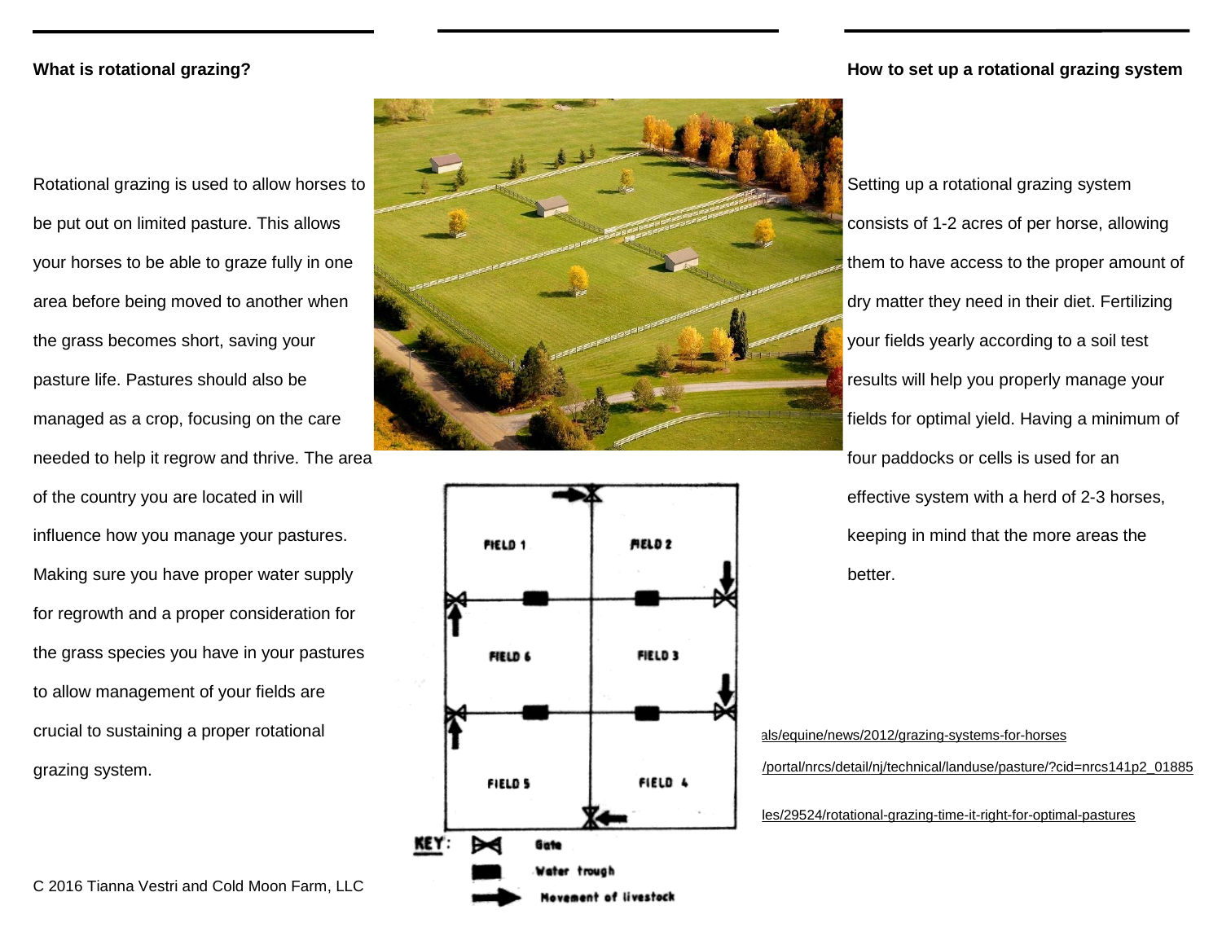## What is rotational grazing?

Rotational grazing is used to allow horses to be put out on limited pasture. This allows your horses to be able to graze fully in one area before being moved to another when the grass becomes short, saving your pasture life. Pastures should also be managed as a crop, focusing on the care needed to help it regrow and thrive. The area of the country you are located in will influence how you manage your pastures. Making sure you have proper water supply for regrowth and a proper consideration for the grass species you have in your pastures to allow management of your fields are crucial to sustaining a proper rotational grazing system.

C 2016 Tianna Vestri and Cold Moon Farm, LLC

FIELD 1 FIELD 2

FIELD 6 FIELD 3

FIELD 5 FIELD 4

KEY: Gate
Water trough
Movement of livestock

## How to set up a rotational grazing system

Setting up a rotational grazing system consists of 1-2 acres of per horse, allowing them to have access to the proper amount of dry matter they need in their diet. Fertilizing your fields yearly according to a soil test results will help you properly manage your fields for optimal yield. Having a minimum of four paddocks or cells is used for an effective system with a herd of 2-3 horses, keeping in mind that the more areas the better.

als/equine/news/2012/grazing-systems-for-horses

/portal/nrcs/detail/nj/technical/landuse/pasture/?cid=nrcs141p2_01885

les/29524/rotational-grazing-time-it-right-for-optimal-pastures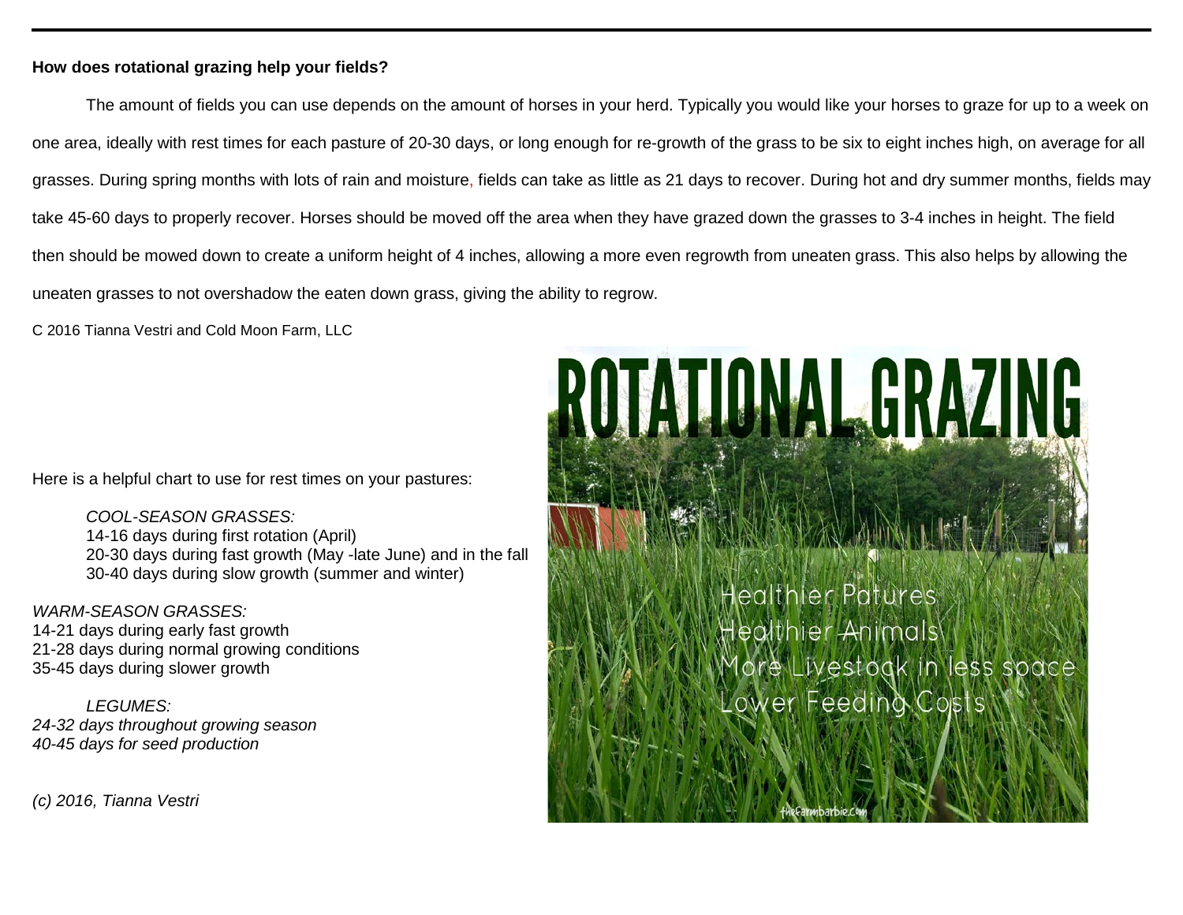**How does rotational grazing help your fields?**

The amount of fields you can use depends on the amount of horses in your herd. Typically you would like your horses to graze for up to a week on one area, ideally with rest times for each pasture of 20-30 days, or long enough for re-growth of the grass to be six to eight inches high, on average for all grasses. During spring months with lots of rain and moisture, fields can take as little as 21 days to recover. During hot and dry summer months, fields may take 45-60 days to properly recover. Horses should be moved off the area when they have grazed down the grasses to 3-4 inches in height. The field then should be mowed down to create a uniform height of 4 inches, allowing a more even regrowth from uneaten grass. This also helps by allowing the uneaten grasses to not overshadow the eaten down grass, giving the ability to regrow.

C 2016 Tianna Vestri and Cold Moon Farm, LLC

Here is a helpful chart to use for rest times on your pastures:

*COOL-SEASON GRASSES:*
14-16 days during first rotation (April)
20-30 days during fast growth (May -late June) and in the fall
30-40 days during slow growth (summer and winter)

*WARM-SEASON GRASSES:*
14-21 days during early fast growth
21-28 days during normal growing conditions
35-45 days during slower growth

*LEGUMES:*
*24-32 days throughout growing season*
*40-45 days for seed production*

*(c) 2016, Tianna Vestri*

ROTATIONAL GRAZING

Healthier Patures
Healthier Animals
More Livestock in less space
Lower Feeding Costs

thefarmbarbie.com